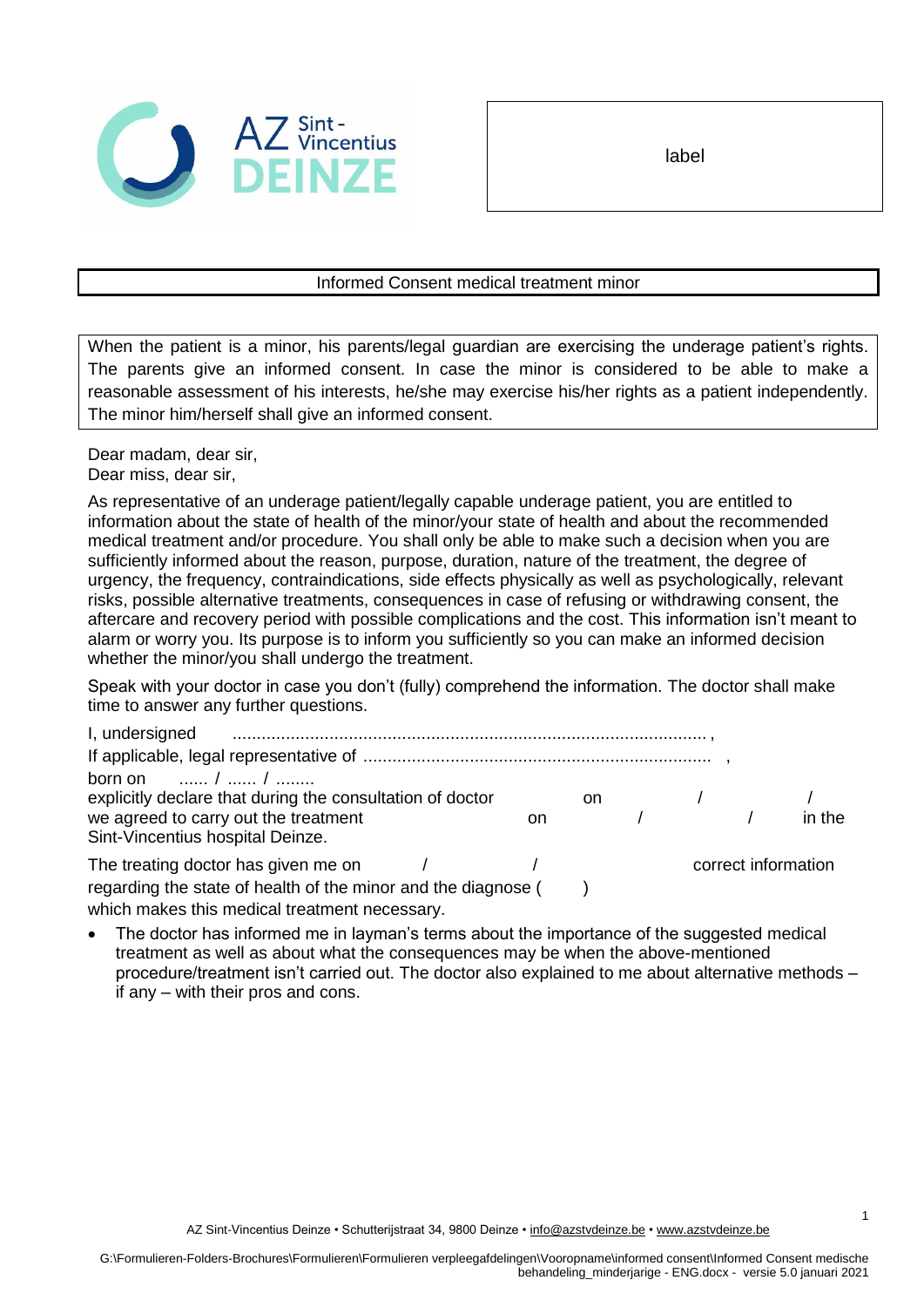AZ Sint-Vincentius DEINZE

label

## Informed Consent medical treatment minor

When the patient is a minor, his parents/legal guardian are exercising the underage patient's rights. The parents give an informed consent. In case the minor is considered to be able to make a reasonable assessment of his interests, he/she may exercise his/her rights as a patient independently. The minor him/herself shall give an informed consent.

Dear madam, dear sir,
Dear miss, dear sir,

As representative of an underage patient/legally capable underage patient, you are entitled to information about the state of health of the minor/your state of health and about the recommended medical treatment and/or procedure. You shall only be able to make such a decision when you are sufficiently informed about the reason, purpose, duration, nature of the treatment, the degree of urgency, the frequency, contraindications, side effects physically as well as psychologically, relevant risks, possible alternative treatments, consequences in case of refusing or withdrawing consent, the aftercare and recovery period with possible complications and the cost. This information isn't meant to alarm or worry you. Its purpose is to inform you sufficiently so you can make an informed decision whether the minor/you shall undergo the treatment.

Speak with your doctor in case you don't (fully) comprehend the information. The doctor shall make time to answer any further questions.

I, undersigned .................................................................................................. ,
If applicable, legal representative of ........................................................................ ,
born on ...... / ...... / ........
explicitly declare that during the consultation of doctor on / /
we agreed to carry out the treatment on / / in the Sint-Vincentius hospital Deinze.

The treating doctor has given me on / / correct information regarding the state of health of the minor and the diagnose ( ) which makes this medical treatment necessary.

- The doctor has informed me in layman's terms about the importance of the suggested medical treatment as well as about what the consequences may be when the above-mentioned procedure/treatment isn't carried out. The doctor also explained to me about alternative methods – if any – with their pros and cons.

AZ Sint-Vincentius Deinze • Schutterijstraat 34, 9800 Deinze • info@azstvdeinze.be • www.azstvdeinze.be

G:\Formulieren-Folders-Brochures\Formulieren\Formulieren verpleegafdelingen\Vooropname\informed consent\Informed Consent medische behandeling_minderjarige - ENG.docx - versie 5.0 januari 2021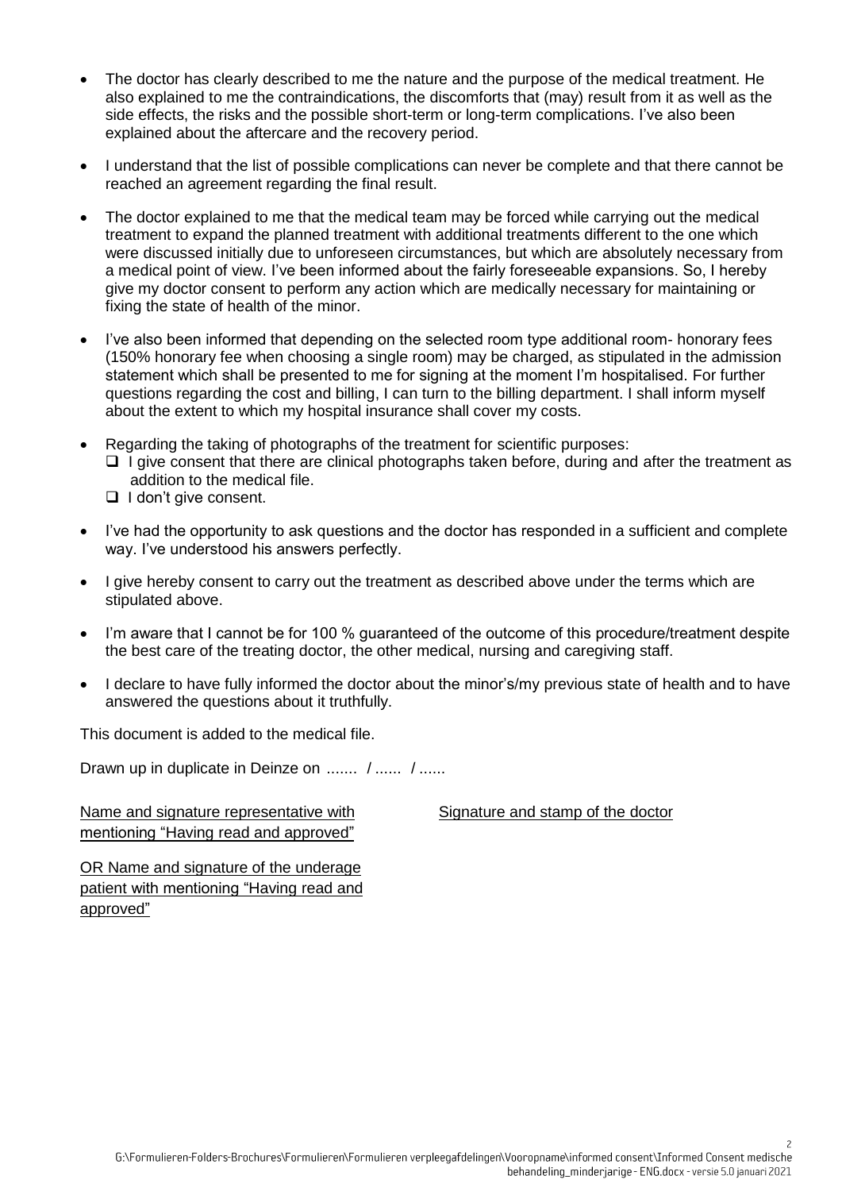- The doctor has clearly described to me the nature and the purpose of the medical treatment. He also explained to me the contraindications, the discomforts that (may) result from it as well as the side effects, the risks and the possible short-term or long-term complications. I've also been explained about the aftercare and the recovery period.

- I understand that the list of possible complications can never be complete and that there cannot be reached an agreement regarding the final result.

- The doctor explained to me that the medical team may be forced while carrying out the medical treatment to expand the planned treatment with additional treatments different to the one which were discussed initially due to unforeseen circumstances, but which are absolutely necessary from a medical point of view. I've been informed about the fairly foreseeable expansions. So, I hereby give my doctor consent to perform any action which are medically necessary for maintaining or fixing the state of health of the minor.

- I've also been informed that depending on the selected room type additional room- honorary fees (150% honorary fee when choosing a single room) may be charged, as stipulated in the admission statement which shall be presented to me for signing at the moment I'm hospitalised. For further questions regarding the cost and billing, I can turn to the billing department. I shall inform myself about the extent to which my hospital insurance shall cover my costs.

- Regarding the taking of photographs of the treatment for scientific purposes:
  - ❑ I give consent that there are clinical photographs taken before, during and after the treatment as addition to the medical file.
  - ❑ I don't give consent.

- I've had the opportunity to ask questions and the doctor has responded in a sufficient and complete way. I've understood his answers perfectly.

- I give hereby consent to carry out the treatment as described above under the terms which are stipulated above.

- I'm aware that I cannot be for 100 % guaranteed of the outcome of this procedure/treatment despite the best care of the treating doctor, the other medical, nursing and caregiving staff.

- I declare to have fully informed the doctor about the minor's/my previous state of health and to have answered the questions about it truthfully.

This document is added to the medical file.

Drawn up in duplicate in Deinze on ....... / ...... / ......

Name and signature representative with mentioning "Having read and approved"

Signature and stamp of the doctor

OR Name and signature of the underage patient with mentioning "Having read and approved"